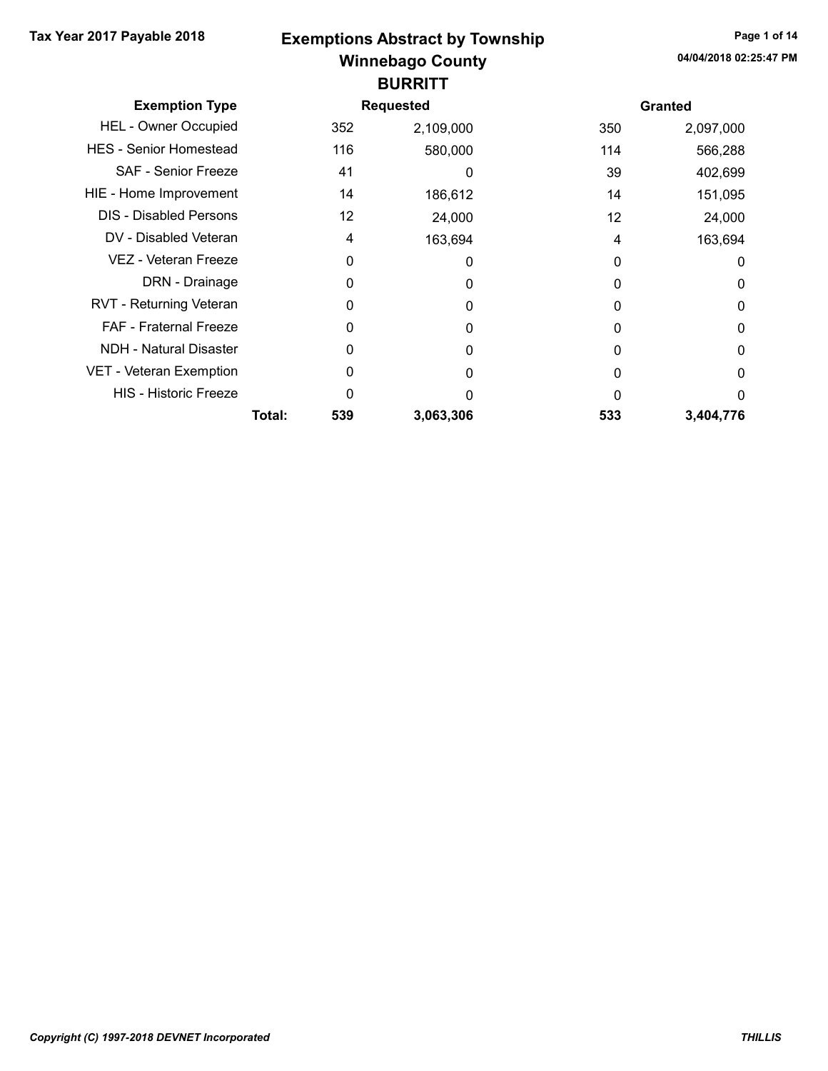Tax Year 2017 Payable 2018

# Exemptions Abstract by Township
## Winnebago County
## BURRITT

04/04/2018 02:25:47 PM

| Exemption Type | Requested | | Granted | |
|---|---|---|---|---|
| HEL - Owner Occupied | 352 | 2,109,000 | 350 | 2,097,000 |
| HES - Senior Homestead | 116 | 580,000 | 114 | 566,288 |
| SAF - Senior Freeze | 41 | 0 | 39 | 402,699 |
| HIE - Home Improvement | 14 | 186,612 | 14 | 151,095 |
| DIS - Disabled Persons | 12 | 24,000 | 12 | 24,000 |
| DV - Disabled Veteran | 4 | 163,694 | 4 | 163,694 |
| VEZ - Veteran Freeze | 0 | 0 | 0 | 0 |
| DRN - Drainage | 0 | 0 | 0 | 0 |
| RVT - Returning Veteran | 0 | 0 | 0 | 0 |
| FAF - Fraternal Freeze | 0 | 0 | 0 | 0 |
| NDH - Natural Disaster | 0 | 0 | 0 | 0 |
| VET - Veteran Exemption | 0 | 0 | 0 | 0 |
| HIS - Historic Freeze | 0 | 0 | 0 | 0 |
| **Total:** | **539** | **3,063,306** | **533** | **3,404,776** |

*Copyright (C) 1997-2018 DEVNET Incorporated*

THILLIS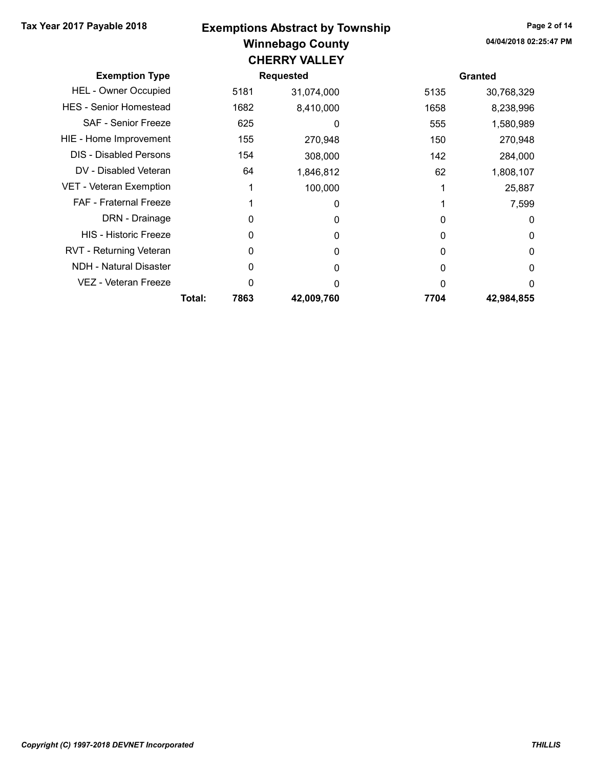**Tax Year 2017 Payable 2018**

# Exemptions Abstract by Township
## Winnebago County
## CHERRY VALLEY

04/04/2018 02:25:47 PM

| Exemption Type | | Requested | | Granted | |
|---|---|---|---|---|---|
| HEL - Owner Occupied | | 5181 | 31,074,000 | 5135 | 30,768,329 |
| HES - Senior Homestead | | 1682 | 8,410,000 | 1658 | 8,238,996 |
| SAF - Senior Freeze | | 625 | 0 | 555 | 1,580,989 |
| HIE - Home Improvement | | 155 | 270,948 | 150 | 270,948 |
| DIS - Disabled Persons | | 154 | 308,000 | 142 | 284,000 |
| DV - Disabled Veteran | | 64 | 1,846,812 | 62 | 1,808,107 |
| VET - Veteran Exemption | | 1 | 100,000 | 1 | 25,887 |
| FAF - Fraternal Freeze | | 1 | 0 | 1 | 7,599 |
| DRN - Drainage | | 0 | 0 | 0 | 0 |
| HIS - Historic Freeze | | 0 | 0 | 0 | 0 |
| RVT - Returning Veteran | | 0 | 0 | 0 | 0 |
| NDH - Natural Disaster | | 0 | 0 | 0 | 0 |
| VEZ - Veteran Freeze | | 0 | 0 | 0 | 0 |
| | **Total:** | **7863** | **42,009,760** | **7704** | **42,984,855** |

*Copyright (C) 1997-2018 DEVNET Incorporated* ***THILLIS***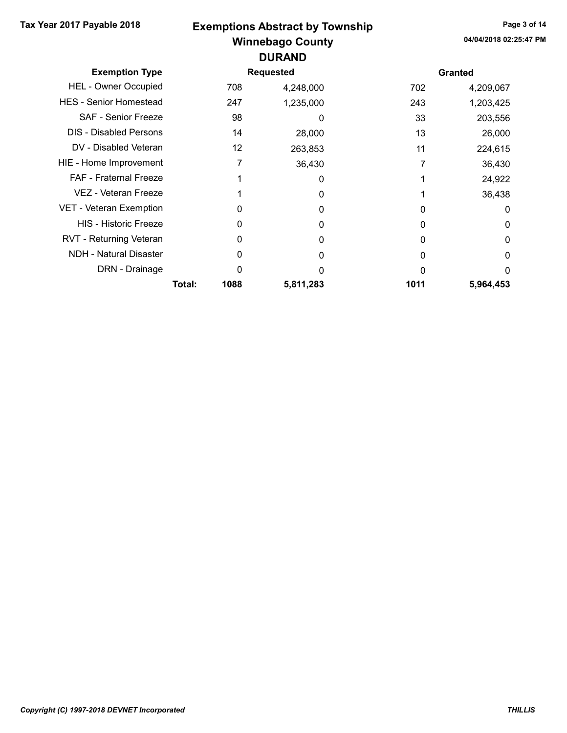# Exemptions Abstract by Township

## Winnebago County

### DURAND

Tax Year 2017 Payable 2018

04/04/2018 02:25:47 PM

| Exemption Type | | Requested | | Granted | |
|---|---|---|---|---|---|
| HEL - Owner Occupied | | 708 | 4,248,000 | 702 | 4,209,067 |
| HES - Senior Homestead | | 247 | 1,235,000 | 243 | 1,203,425 |
| SAF - Senior Freeze | | 98 | 0 | 33 | 203,556 |
| DIS - Disabled Persons | | 14 | 28,000 | 13 | 26,000 |
| DV - Disabled Veteran | | 12 | 263,853 | 11 | 224,615 |
| HIE - Home Improvement | | 7 | 36,430 | 7 | 36,430 |
| FAF - Fraternal Freeze | | 1 | 0 | 1 | 24,922 |
| VEZ - Veteran Freeze | | 1 | 0 | 1 | 36,438 |
| VET - Veteran Exemption | | 0 | 0 | 0 | 0 |
| HIS - Historic Freeze | | 0 | 0 | 0 | 0 |
| RVT - Returning Veteran | | 0 | 0 | 0 | 0 |
| NDH - Natural Disaster | | 0 | 0 | 0 | 0 |
| DRN - Drainage | | 0 | 0 | 0 | 0 |
| | **Total:** | **1088** | **5,811,283** | **1011** | **5,964,453** |

*Copyright (C) 1997-2018 DEVNET Incorporated*

***THILLIS***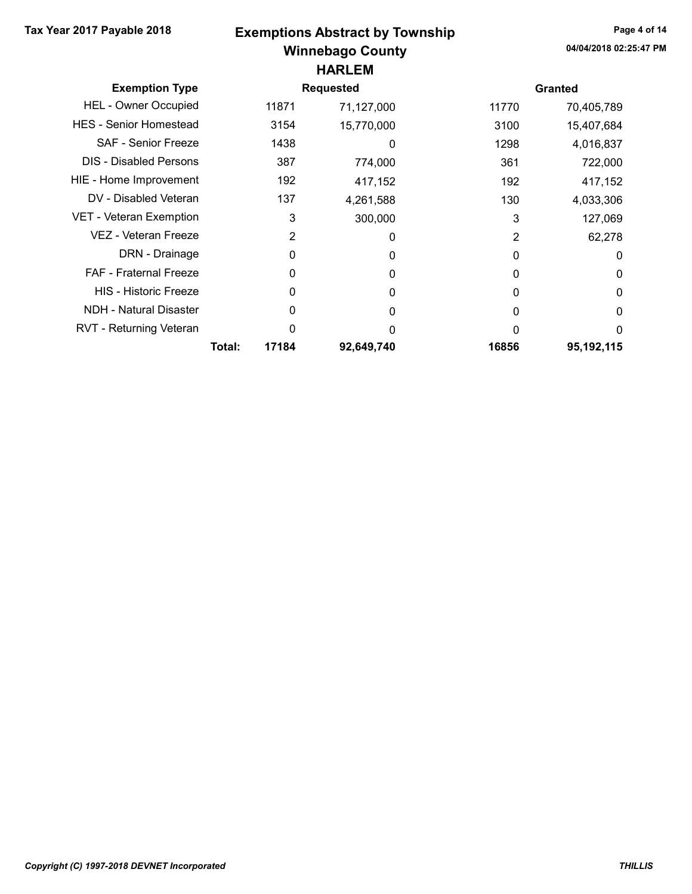# Exemptions Abstract by Township

## Winnebago County

### HARLEM

Tax Year 2017 Payable 2018

04/04/2018 02:25:47 PM

| Exemption Type | Requested | | Granted | |
|---|---|---|---|---|
| HEL - Owner Occupied | 11871 | 71,127,000 | 11770 | 70,405,789 |
| HES - Senior Homestead | 3154 | 15,770,000 | 3100 | 15,407,684 |
| SAF - Senior Freeze | 1438 | 0 | 1298 | 4,016,837 |
| DIS - Disabled Persons | 387 | 774,000 | 361 | 722,000 |
| HIE - Home Improvement | 192 | 417,152 | 192 | 417,152 |
| DV - Disabled Veteran | 137 | 4,261,588 | 130 | 4,033,306 |
| VET - Veteran Exemption | 3 | 300,000 | 3 | 127,069 |
| VEZ - Veteran Freeze | 2 | 0 | 2 | 62,278 |
| DRN - Drainage | 0 | 0 | 0 | 0 |
| FAF - Fraternal Freeze | 0 | 0 | 0 | 0 |
| HIS - Historic Freeze | 0 | 0 | 0 | 0 |
| NDH - Natural Disaster | 0 | 0 | 0 | 0 |
| RVT - Returning Veteran | 0 | 0 | 0 | 0 |
| **Total:** | **17184** | **92,649,740** | **16856** | **95,192,115** |

*Copyright (C) 1997-2018 DEVNET Incorporated*

***THILLIS***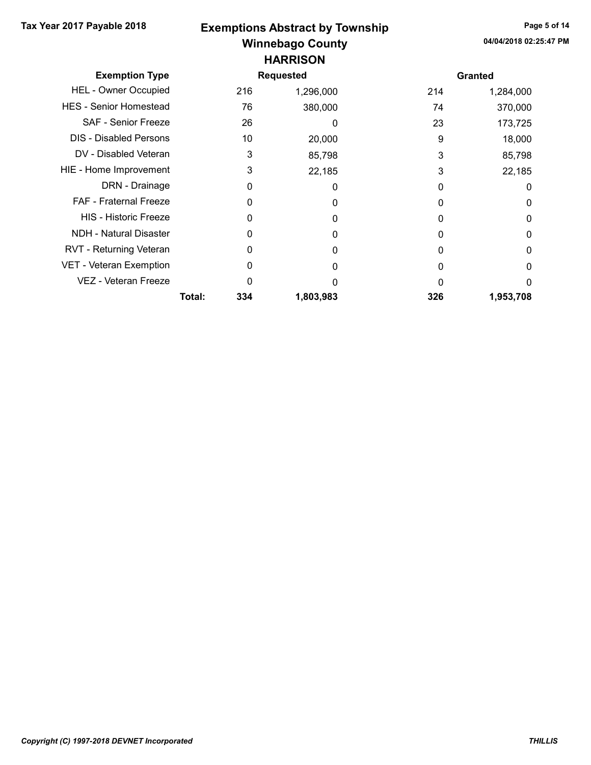**Tax Year 2017 Payable 2018**

# Exemptions Abstract by Township
## Winnebago County
## HARRISON

04/04/2018 02:25:47 PM

| Exemption Type | | Requested | | Granted | |
|---|---|---|---|---|---|
| HEL - Owner Occupied | | 216 | 1,296,000 | 214 | 1,284,000 |
| HES - Senior Homestead | | 76 | 380,000 | 74 | 370,000 |
| SAF - Senior Freeze | | 26 | 0 | 23 | 173,725 |
| DIS - Disabled Persons | | 10 | 20,000 | 9 | 18,000 |
| DV - Disabled Veteran | | 3 | 85,798 | 3 | 85,798 |
| HIE - Home Improvement | | 3 | 22,185 | 3 | 22,185 |
| DRN - Drainage | | 0 | 0 | 0 | 0 |
| FAF - Fraternal Freeze | | 0 | 0 | 0 | 0 |
| HIS - Historic Freeze | | 0 | 0 | 0 | 0 |
| NDH - Natural Disaster | | 0 | 0 | 0 | 0 |
| RVT - Returning Veteran | | 0 | 0 | 0 | 0 |
| VET - Veteran Exemption | | 0 | 0 | 0 | 0 |
| VEZ - Veteran Freeze | | 0 | 0 | 0 | 0 |
| | **Total:** | **334** | **1,803,983** | **326** | **1,953,708** |

*Copyright (C) 1997-2018 DEVNET Incorporated* — ***THILLIS***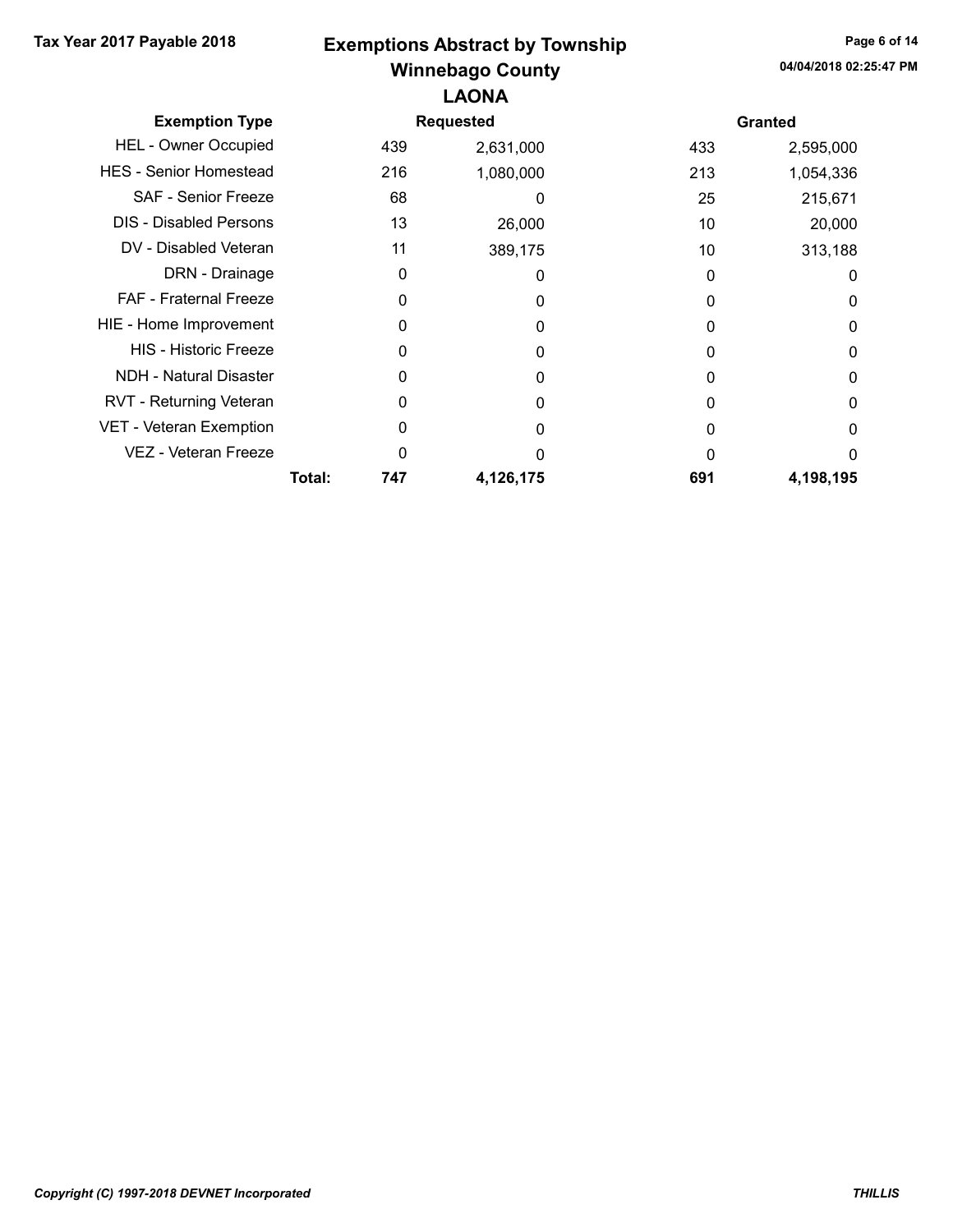# Exemptions Abstract by Township

## Winnebago County

### LAONA

Tax Year 2017 Payable 2018

| Exemption Type | | Requested | | Granted | |
|---|---|---|---|---|---|
| HEL - Owner Occupied | | 439 | 2,631,000 | 433 | 2,595,000 |
| HES - Senior Homestead | | 216 | 1,080,000 | 213 | 1,054,336 |
| SAF - Senior Freeze | | 68 | 0 | 25 | 215,671 |
| DIS - Disabled Persons | | 13 | 26,000 | 10 | 20,000 |
| DV - Disabled Veteran | | 11 | 389,175 | 10 | 313,188 |
| DRN - Drainage | | 0 | 0 | 0 | 0 |
| FAF - Fraternal Freeze | | 0 | 0 | 0 | 0 |
| HIE - Home Improvement | | 0 | 0 | 0 | 0 |
| HIS - Historic Freeze | | 0 | 0 | 0 | 0 |
| NDH - Natural Disaster | | 0 | 0 | 0 | 0 |
| RVT - Returning Veteran | | 0 | 0 | 0 | 0 |
| VET - Veteran Exemption | | 0 | 0 | 0 | 0 |
| VEZ - Veteran Freeze | | 0 | 0 | 0 | 0 |
| | **Total:** | **747** | **4,126,175** | **691** | **4,198,195** |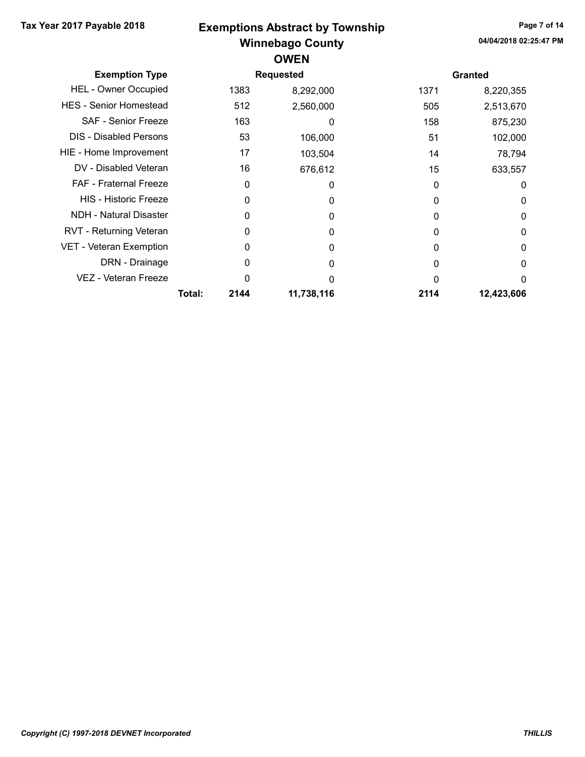Tax Year 2017 Payable 2018

# Exemptions Abstract by Township
## Winnebago County
## OWEN

04/04/2018 02:25:47 PM

| Exemption Type | | Requested | | Granted | |
|---|---|---|---|---|---|
| HEL - Owner Occupied | | 1383 | 8,292,000 | 1371 | 8,220,355 |
| HES - Senior Homestead | | 512 | 2,560,000 | 505 | 2,513,670 |
| SAF - Senior Freeze | | 163 | 0 | 158 | 875,230 |
| DIS - Disabled Persons | | 53 | 106,000 | 51 | 102,000 |
| HIE - Home Improvement | | 17 | 103,504 | 14 | 78,794 |
| DV - Disabled Veteran | | 16 | 676,612 | 15 | 633,557 |
| FAF - Fraternal Freeze | | 0 | 0 | 0 | 0 |
| HIS - Historic Freeze | | 0 | 0 | 0 | 0 |
| NDH - Natural Disaster | | 0 | 0 | 0 | 0 |
| RVT - Returning Veteran | | 0 | 0 | 0 | 0 |
| VET - Veteran Exemption | | 0 | 0 | 0 | 0 |
| DRN - Drainage | | 0 | 0 | 0 | 0 |
| VEZ - Veteran Freeze | | 0 | 0 | 0 | 0 |
| | **Total:** | **2144** | **11,738,116** | **2114** | **12,423,606** |

*Copyright (C) 1997-2018 DEVNET Incorporated*

*THILLIS*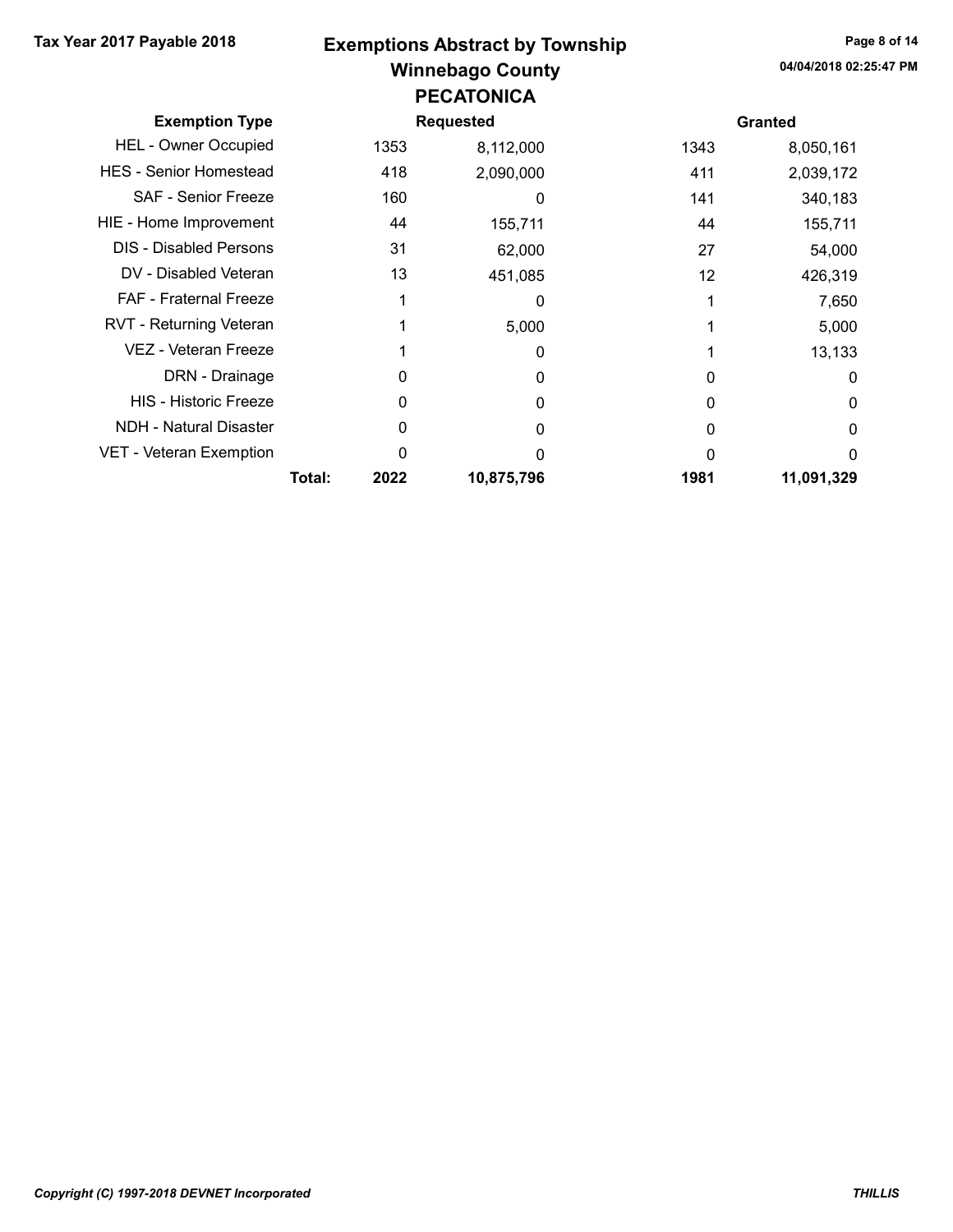# Exemptions Abstract by Township

## Winnebago County

### PECATONICA

Tax Year 2017 Payable 2018

04/04/2018 02:25:47 PM

| Exemption Type | | Requested | | Granted | |
|---|---|---|---|---|---|
| HEL - Owner Occupied | | 1353 | 8,112,000 | 1343 | 8,050,161 |
| HES - Senior Homestead | | 418 | 2,090,000 | 411 | 2,039,172 |
| SAF - Senior Freeze | | 160 | 0 | 141 | 340,183 |
| HIE - Home Improvement | | 44 | 155,711 | 44 | 155,711 |
| DIS - Disabled Persons | | 31 | 62,000 | 27 | 54,000 |
| DV - Disabled Veteran | | 13 | 451,085 | 12 | 426,319 |
| FAF - Fraternal Freeze | | 1 | 0 | 1 | 7,650 |
| RVT - Returning Veteran | | 1 | 5,000 | 1 | 5,000 |
| VEZ - Veteran Freeze | | 1 | 0 | 1 | 13,133 |
| DRN - Drainage | | 0 | 0 | 0 | 0 |
| HIS - Historic Freeze | | 0 | 0 | 0 | 0 |
| NDH - Natural Disaster | | 0 | 0 | 0 | 0 |
| VET - Veteran Exemption | | 0 | 0 | 0 | 0 |
| | **Total:** | **2022** | **10,875,796** | **1981** | **11,091,329** |

*Copyright (C) 1997-2018 DEVNET Incorporated*

***THILLIS***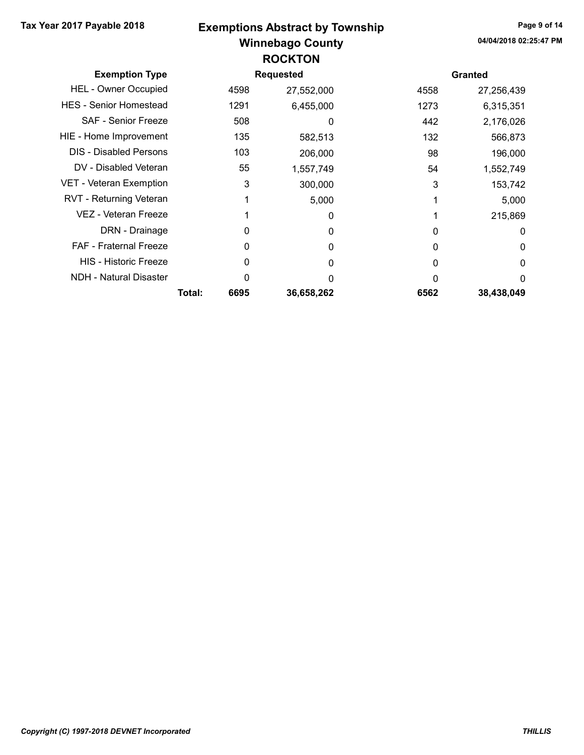**Tax Year 2017 Payable 2018**

# Exemptions Abstract by Township
## Winnebago County
## ROCKTON

| Exemption Type | | Requested | | Granted | |
|---|---|---|---|---|---|
| HEL - Owner Occupied | | 4598 | 27,552,000 | 4558 | 27,256,439 |
| HES - Senior Homestead | | 1291 | 6,455,000 | 1273 | 6,315,351 |
| SAF - Senior Freeze | | 508 | 0 | 442 | 2,176,026 |
| HIE - Home Improvement | | 135 | 582,513 | 132 | 566,873 |
| DIS - Disabled Persons | | 103 | 206,000 | 98 | 196,000 |
| DV - Disabled Veteran | | 55 | 1,557,749 | 54 | 1,552,749 |
| VET - Veteran Exemption | | 3 | 300,000 | 3 | 153,742 |
| RVT - Returning Veteran | | 1 | 5,000 | 1 | 5,000 |
| VEZ - Veteran Freeze | | 1 | 0 | 1 | 215,869 |
| DRN - Drainage | | 0 | 0 | 0 | 0 |
| FAF - Fraternal Freeze | | 0 | 0 | 0 | 0 |
| HIS - Historic Freeze | | 0 | 0 | 0 | 0 |
| NDH - Natural Disaster | | 0 | 0 | 0 | 0 |
| | **Total:** | **6695** | **36,658,262** | **6562** | **38,438,049** |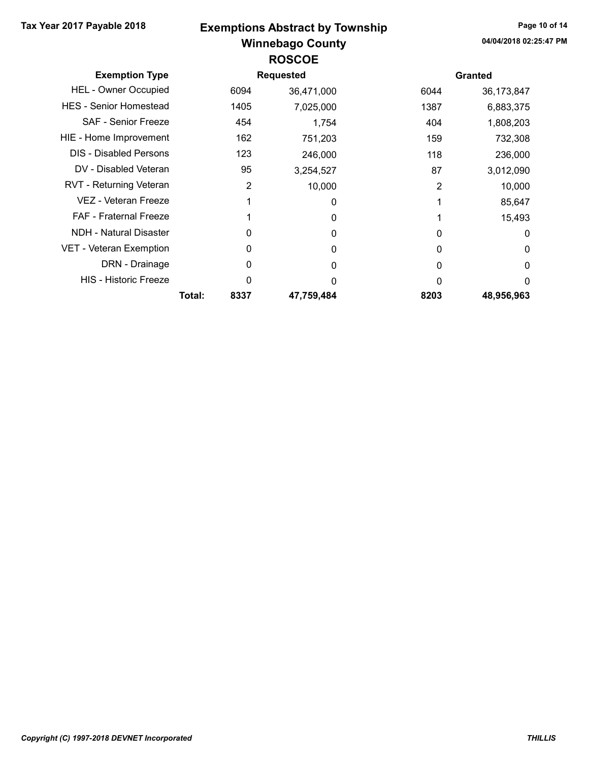# Exemptions Abstract by Township

## Winnebago County

### ROSCOE

Tax Year 2017 Payable 2018

| Exemption Type | Requested | | Granted | |
|---|---|---|---|---|
| HEL - Owner Occupied | 6094 | 36,471,000 | 6044 | 36,173,847 |
| HES - Senior Homestead | 1405 | 7,025,000 | 1387 | 6,883,375 |
| SAF - Senior Freeze | 454 | 1,754 | 404 | 1,808,203 |
| HIE - Home Improvement | 162 | 751,203 | 159 | 732,308 |
| DIS - Disabled Persons | 123 | 246,000 | 118 | 236,000 |
| DV - Disabled Veteran | 95 | 3,254,527 | 87 | 3,012,090 |
| RVT - Returning Veteran | 2 | 10,000 | 2 | 10,000 |
| VEZ - Veteran Freeze | 1 | 0 | 1 | 85,647 |
| FAF - Fraternal Freeze | 1 | 0 | 1 | 15,493 |
| NDH - Natural Disaster | 0 | 0 | 0 | 0 |
| VET - Veteran Exemption | 0 | 0 | 0 | 0 |
| DRN - Drainage | 0 | 0 | 0 | 0 |
| HIS - Historic Freeze | 0 | 0 | 0 | 0 |
| **Total:** | **8337** | **47,759,484** | **8203** | **48,956,963** |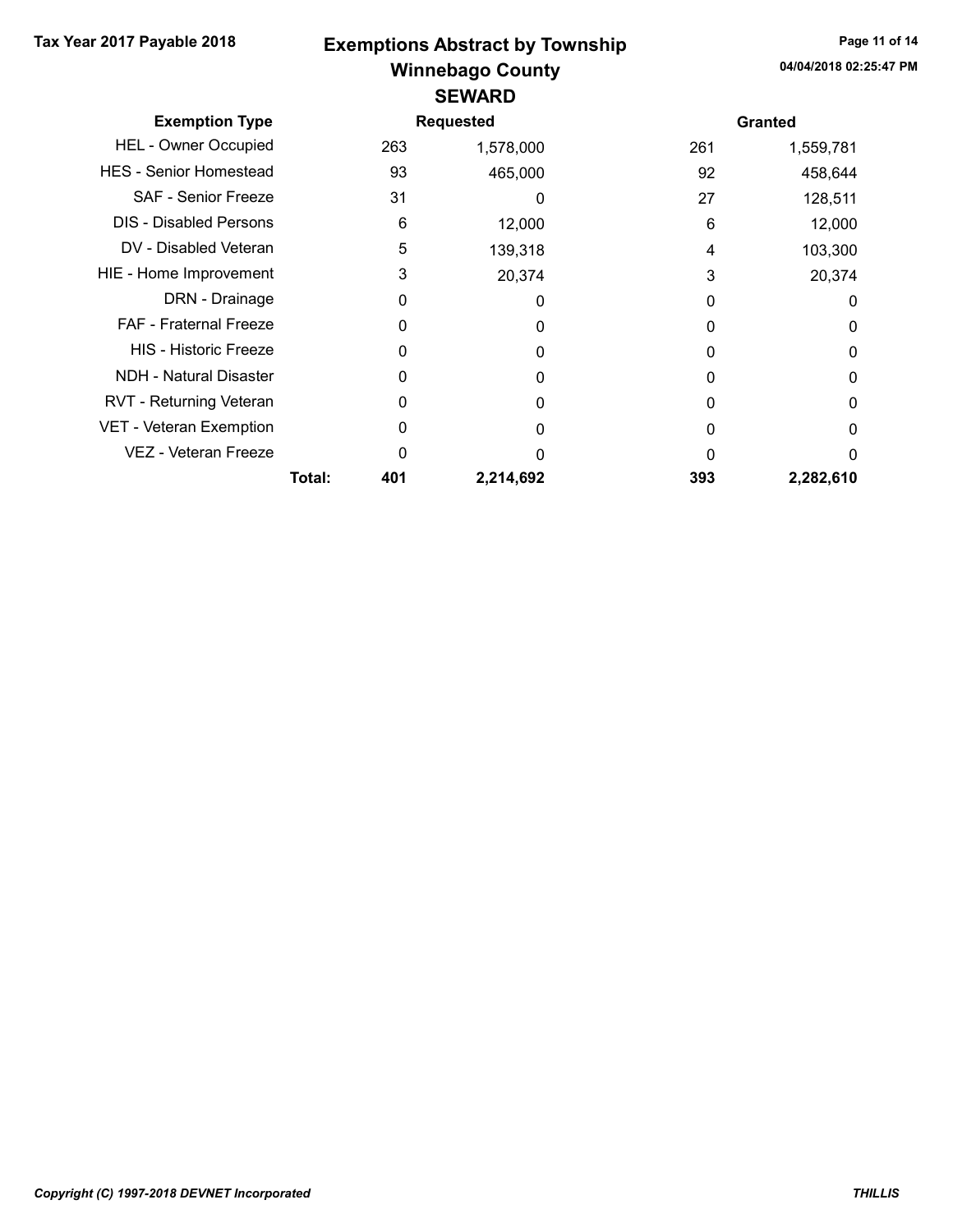**Tax Year 2017 Payable 2018**

# Exemptions Abstract by Township
## Winnebago County
## SEWARD

04/04/2018 02:25:47 PM

| Exemption Type | | Requested | | Granted | |
|---|---|---|---|---|---|
| HEL - Owner Occupied | | 263 | 1,578,000 | 261 | 1,559,781 |
| HES - Senior Homestead | | 93 | 465,000 | 92 | 458,644 |
| SAF - Senior Freeze | | 31 | 0 | 27 | 128,511 |
| DIS - Disabled Persons | | 6 | 12,000 | 6 | 12,000 |
| DV - Disabled Veteran | | 5 | 139,318 | 4 | 103,300 |
| HIE - Home Improvement | | 3 | 20,374 | 3 | 20,374 |
| DRN - Drainage | | 0 | 0 | 0 | 0 |
| FAF - Fraternal Freeze | | 0 | 0 | 0 | 0 |
| HIS - Historic Freeze | | 0 | 0 | 0 | 0 |
| NDH - Natural Disaster | | 0 | 0 | 0 | 0 |
| RVT - Returning Veteran | | 0 | 0 | 0 | 0 |
| VET - Veteran Exemption | | 0 | 0 | 0 | 0 |
| VEZ - Veteran Freeze | | 0 | 0 | 0 | 0 |
| | **Total:** | **401** | **2,214,692** | **393** | **2,282,610** |

*Copyright (C) 1997-2018 DEVNET Incorporated*

*THILLIS*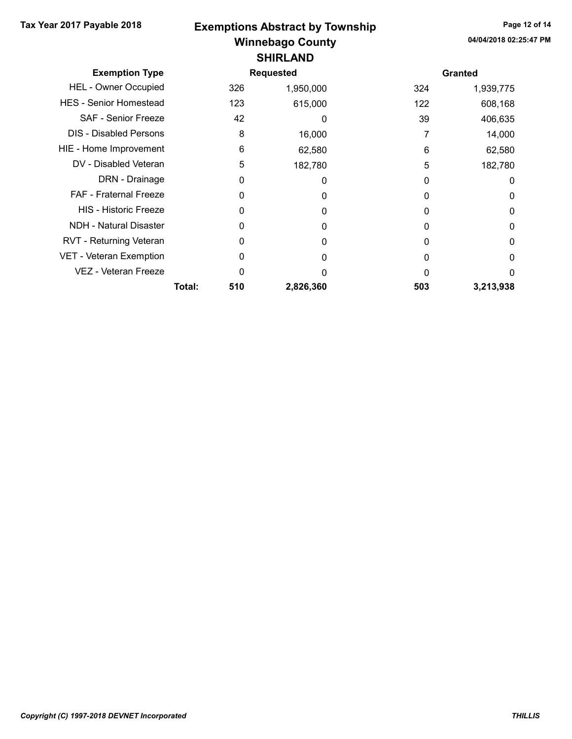# Exemptions Abstract by Township

## Winnebago County

### SHIRLAND

Tax Year 2017 Payable 2018

04/04/2018 02:25:47 PM

| Exemption Type | | Requested | | Granted | |
|---|---|---|---|---|---|
| HEL - Owner Occupied | | 326 | 1,950,000 | 324 | 1,939,775 |
| HES - Senior Homestead | | 123 | 615,000 | 122 | 608,168 |
| SAF - Senior Freeze | | 42 | 0 | 39 | 406,635 |
| DIS - Disabled Persons | | 8 | 16,000 | 7 | 14,000 |
| HIE - Home Improvement | | 6 | 62,580 | 6 | 62,580 |
| DV - Disabled Veteran | | 5 | 182,780 | 5 | 182,780 |
| DRN - Drainage | | 0 | 0 | 0 | 0 |
| FAF - Fraternal Freeze | | 0 | 0 | 0 | 0 |
| HIS - Historic Freeze | | 0 | 0 | 0 | 0 |
| NDH - Natural Disaster | | 0 | 0 | 0 | 0 |
| RVT - Returning Veteran | | 0 | 0 | 0 | 0 |
| VET - Veteran Exemption | | 0 | 0 | 0 | 0 |
| VEZ - Veteran Freeze | | 0 | 0 | 0 | 0 |
| | **Total:** | **510** | **2,826,360** | **503** | **3,213,938** |

*Copyright (C) 1997-2018 DEVNET Incorporated*

*THILLIS*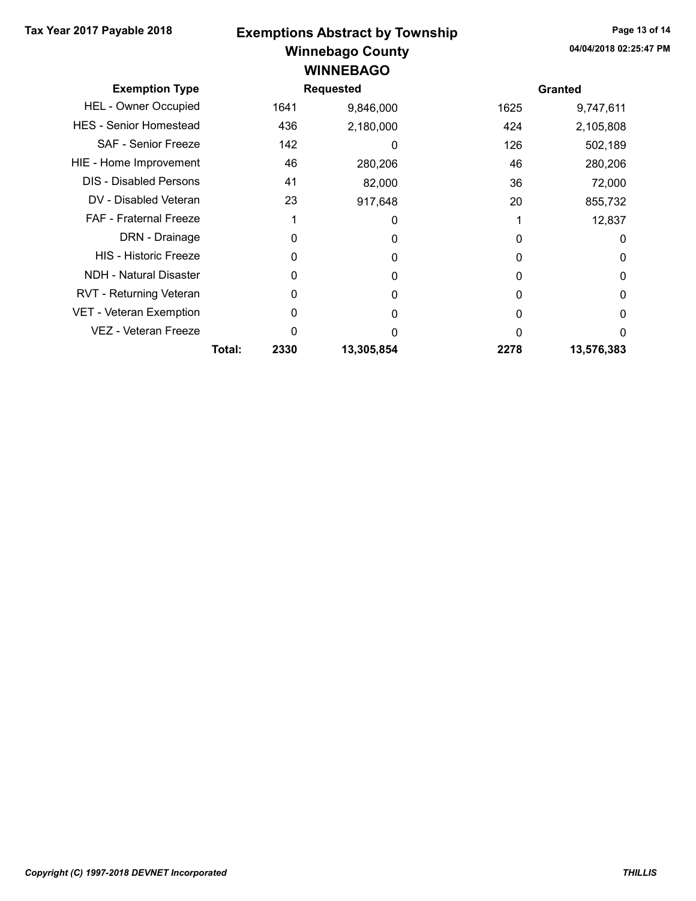# Exemptions Abstract by Township

## Winnebago County

### WINNEBAGO

Tax Year 2017 Payable 2018

04/04/2018 02:25:47 PM

| Exemption Type | | Requested | | Granted | |
|---|---|---|---|---|---|
| HEL - Owner Occupied | | 1641 | 9,846,000 | 1625 | 9,747,611 |
| HES - Senior Homestead | | 436 | 2,180,000 | 424 | 2,105,808 |
| SAF - Senior Freeze | | 142 | 0 | 126 | 502,189 |
| HIE - Home Improvement | | 46 | 280,206 | 46 | 280,206 |
| DIS - Disabled Persons | | 41 | 82,000 | 36 | 72,000 |
| DV - Disabled Veteran | | 23 | 917,648 | 20 | 855,732 |
| FAF - Fraternal Freeze | | 1 | 0 | 1 | 12,837 |
| DRN - Drainage | | 0 | 0 | 0 | 0 |
| HIS - Historic Freeze | | 0 | 0 | 0 | 0 |
| NDH - Natural Disaster | | 0 | 0 | 0 | 0 |
| RVT - Returning Veteran | | 0 | 0 | 0 | 0 |
| VET - Veteran Exemption | | 0 | 0 | 0 | 0 |
| VEZ - Veteran Freeze | | 0 | 0 | 0 | 0 |
| | **Total:** | **2330** | **13,305,854** | **2278** | **13,576,383** |

*Copyright (C) 1997-2018 DEVNET Incorporated*

***THILLIS***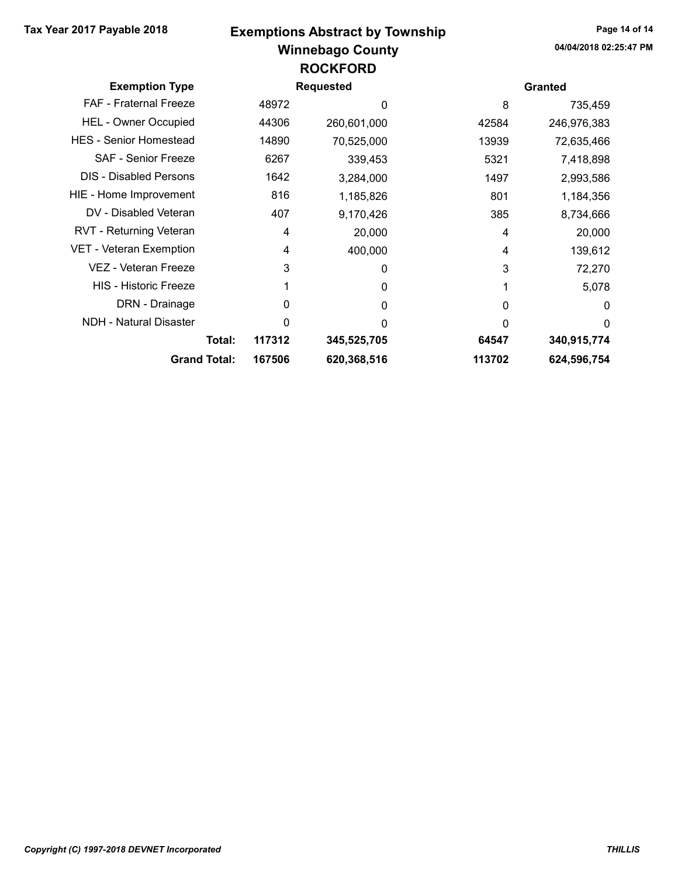Tax Year 2017 Payable 2018

# Exemptions Abstract by Township
## Winnebago County
## ROCKFORD

04/04/2018 02:25:47 PM

| Exemption Type | Requested | | Granted | |
|---|---|---|---|---|
| FAF - Fraternal Freeze | 48972 | 0 | 8 | 735,459 |
| HEL - Owner Occupied | 44306 | 260,601,000 | 42584 | 246,976,383 |
| HES - Senior Homestead | 14890 | 70,525,000 | 13939 | 72,635,466 |
| SAF - Senior Freeze | 6267 | 339,453 | 5321 | 7,418,898 |
| DIS - Disabled Persons | 1642 | 3,284,000 | 1497 | 2,993,586 |
| HIE - Home Improvement | 816 | 1,185,826 | 801 | 1,184,356 |
| DV - Disabled Veteran | 407 | 9,170,426 | 385 | 8,734,666 |
| RVT - Returning Veteran | 4 | 20,000 | 4 | 20,000 |
| VET - Veteran Exemption | 4 | 400,000 | 4 | 139,612 |
| VEZ - Veteran Freeze | 3 | 0 | 3 | 72,270 |
| HIS - Historic Freeze | 1 | 0 | 1 | 5,078 |
| DRN - Drainage | 0 | 0 | 0 | 0 |
| NDH - Natural Disaster | 0 | 0 | 0 | 0 |
| **Total:** | **117312** | **345,525,705** | **64547** | **340,915,774** |
| **Grand Total:** | **167506** | **620,368,516** | **113702** | **624,596,754** |

*Copyright (C) 1997-2018 DEVNET Incorporated*

*THILLIS*